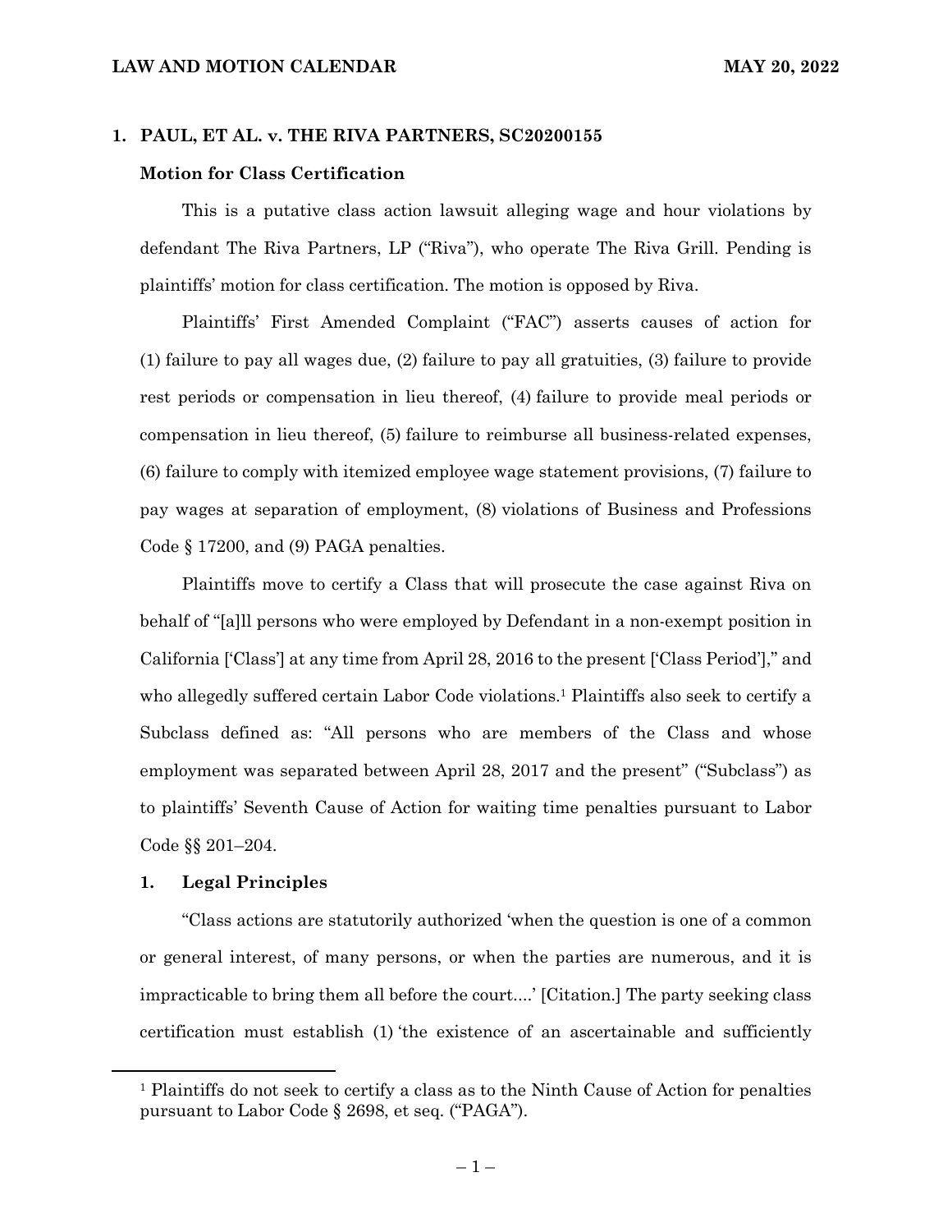**LAW AND MOTION CALENDAR** **MAY 20, 2022**

## 1. PAUL, ET AL. v. THE RIVA PARTNERS, SC20200155

### Motion for Class Certification

This is a putative class action lawsuit alleging wage and hour violations by defendant The Riva Partners, LP ("Riva"), who operate The Riva Grill. Pending is plaintiffs' motion for class certification. The motion is opposed by Riva.

Plaintiffs' First Amended Complaint ("FAC") asserts causes of action for (1) failure to pay all wages due, (2) failure to pay all gratuities, (3) failure to provide rest periods or compensation in lieu thereof, (4) failure to provide meal periods or compensation in lieu thereof, (5) failure to reimburse all business-related expenses, (6) failure to comply with itemized employee wage statement provisions, (7) failure to pay wages at separation of employment, (8) violations of Business and Professions Code § 17200, and (9) PAGA penalties.

Plaintiffs move to certify a Class that will prosecute the case against Riva on behalf of "[a]ll persons who were employed by Defendant in a non-exempt position in California ['Class'] at any time from April 28, 2016 to the present ['Class Period']," and who allegedly suffered certain Labor Code violations.[1] Plaintiffs also seek to certify a Subclass defined as: "All persons who are members of the Class and whose employment was separated between April 28, 2017 and the present" ("Subclass") as to plaintiffs' Seventh Cause of Action for waiting time penalties pursuant to Labor Code §§ 201–204.

### 1. Legal Principles

"Class actions are statutorily authorized 'when the question is one of a common or general interest, of many persons, or when the parties are numerous, and it is impracticable to bring them all before the court....' [Citation.] The party seeking class certification must establish (1) 'the existence of an ascertainable and sufficiently

---

[1] Plaintiffs do not seek to certify a class as to the Ninth Cause of Action for penalties pursuant to Labor Code § 2698, et seq. ("PAGA").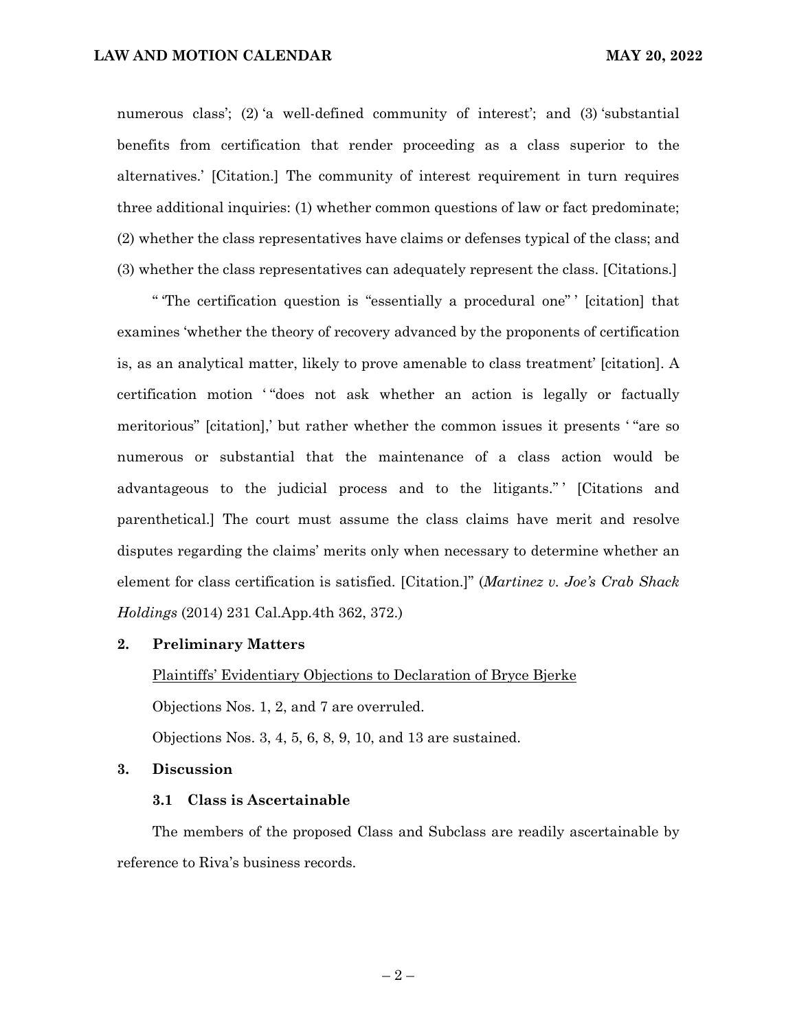numerous class'; (2) 'a well-defined community of interest'; and (3) 'substantial benefits from certification that render proceeding as a class superior to the alternatives.' [Citation.] The community of interest requirement in turn requires three additional inquiries: (1) whether common questions of law or fact predominate; (2) whether the class representatives have claims or defenses typical of the class; and (3) whether the class representatives can adequately represent the class. [Citations.]

" 'The certification question is "essentially a procedural one" ' [citation] that examines 'whether the theory of recovery advanced by the proponents of certification is, as an analytical matter, likely to prove amenable to class treatment' [citation]. A certification motion ' "does not ask whether an action is legally or factually meritorious" [citation],' but rather whether the common issues it presents ' "are so numerous or substantial that the maintenance of a class action would be advantageous to the judicial process and to the litigants." ' [Citations and parenthetical.] The court must assume the class claims have merit and resolve disputes regarding the claims' merits only when necessary to determine whether an element for class certification is satisfied. [Citation.]" (*Martinez v. Joe's Crab Shack Holdings* (2014) 231 Cal.App.4th 362, 372.)

## 2. Preliminary Matters

Plaintiffs' Evidentiary Objections to Declaration of Bryce Bjerke

Objections Nos. 1, 2, and 7 are overruled.

Objections Nos. 3, 4, 5, 6, 8, 9, 10, and 13 are sustained.

## 3. Discussion

### 3.1 Class is Ascertainable

The members of the proposed Class and Subclass are readily ascertainable by reference to Riva's business records.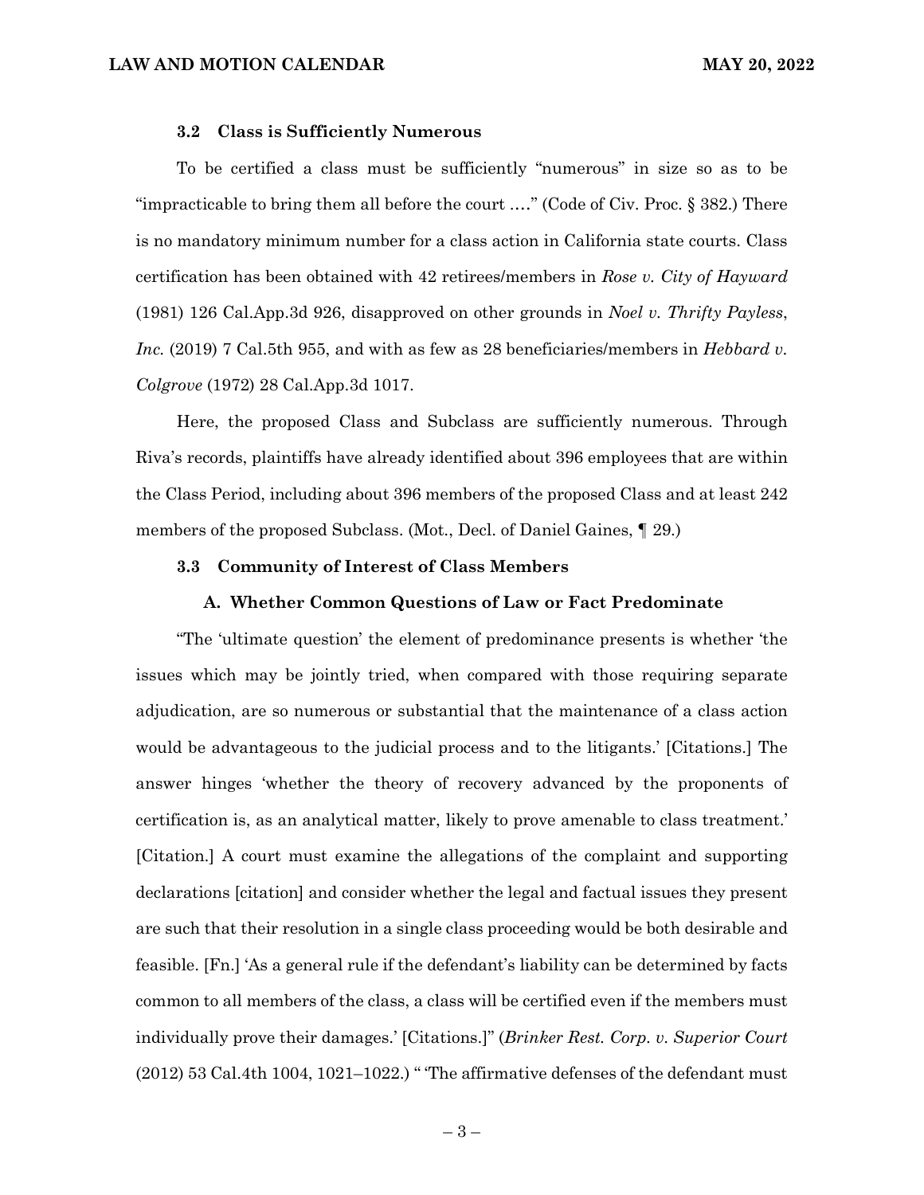### 3.2 Class is Sufficiently Numerous

To be certified a class must be sufficiently "numerous" in size so as to be "impracticable to bring them all before the court …." (Code of Civ. Proc. § 382.) There is no mandatory minimum number for a class action in California state courts. Class certification has been obtained with 42 retirees/members in *Rose v. City of Hayward* (1981) 126 Cal.App.3d 926, disapproved on other grounds in *Noel v. Thrifty Payless, Inc.* (2019) 7 Cal.5th 955, and with as few as 28 beneficiaries/members in *Hebbard v. Colgrove* (1972) 28 Cal.App.3d 1017.

Here, the proposed Class and Subclass are sufficiently numerous. Through Riva's records, plaintiffs have already identified about 396 employees that are within the Class Period, including about 396 members of the proposed Class and at least 242 members of the proposed Subclass. (Mot., Decl. of Daniel Gaines, ¶ 29.)

### 3.3 Community of Interest of Class Members

#### A. Whether Common Questions of Law or Fact Predominate

"The 'ultimate question' the element of predominance presents is whether 'the issues which may be jointly tried, when compared with those requiring separate adjudication, are so numerous or substantial that the maintenance of a class action would be advantageous to the judicial process and to the litigants.' [Citations.] The answer hinges 'whether the theory of recovery advanced by the proponents of certification is, as an analytical matter, likely to prove amenable to class treatment.' [Citation.] A court must examine the allegations of the complaint and supporting declarations [citation] and consider whether the legal and factual issues they present are such that their resolution in a single class proceeding would be both desirable and feasible. [Fn.] 'As a general rule if the defendant's liability can be determined by facts common to all members of the class, a class will be certified even if the members must individually prove their damages.' [Citations.]" (*Brinker Rest. Corp. v. Superior Court* (2012) 53 Cal.4th 1004, 1021–1022.) " 'The affirmative defenses of the defendant must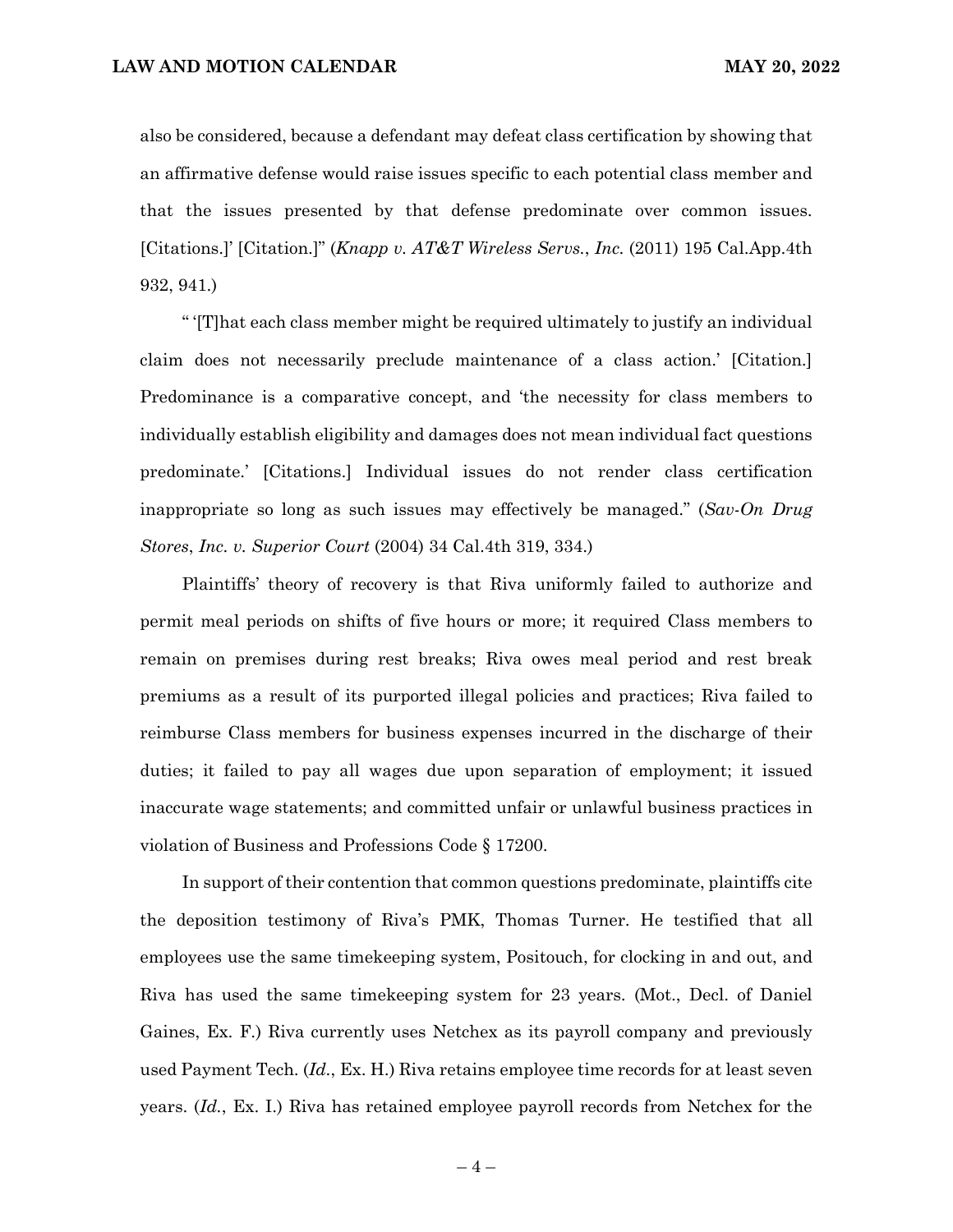also be considered, because a defendant may defeat class certification by showing that an affirmative defense would raise issues specific to each potential class member and that the issues presented by that defense predominate over common issues. [Citations.]' [Citation.]" (*Knapp v. AT&T Wireless Servs., Inc.* (2011) 195 Cal.App.4th 932, 941.)

" '[T]hat each class member might be required ultimately to justify an individual claim does not necessarily preclude maintenance of a class action.' [Citation.] Predominance is a comparative concept, and 'the necessity for class members to individually establish eligibility and damages does not mean individual fact questions predominate.' [Citations.] Individual issues do not render class certification inappropriate so long as such issues may effectively be managed." (*Sav-On Drug Stores, Inc. v. Superior Court* (2004) 34 Cal.4th 319, 334.)

Plaintiffs' theory of recovery is that Riva uniformly failed to authorize and permit meal periods on shifts of five hours or more; it required Class members to remain on premises during rest breaks; Riva owes meal period and rest break premiums as a result of its purported illegal policies and practices; Riva failed to reimburse Class members for business expenses incurred in the discharge of their duties; it failed to pay all wages due upon separation of employment; it issued inaccurate wage statements; and committed unfair or unlawful business practices in violation of Business and Professions Code § 17200.

In support of their contention that common questions predominate, plaintiffs cite the deposition testimony of Riva's PMK, Thomas Turner. He testified that all employees use the same timekeeping system, Positouch, for clocking in and out, and Riva has used the same timekeeping system for 23 years. (Mot., Decl. of Daniel Gaines, Ex. F.) Riva currently uses Netchex as its payroll company and previously used Payment Tech. (*Id.*, Ex. H.) Riva retains employee time records for at least seven years. (*Id.*, Ex. I.) Riva has retained employee payroll records from Netchex for the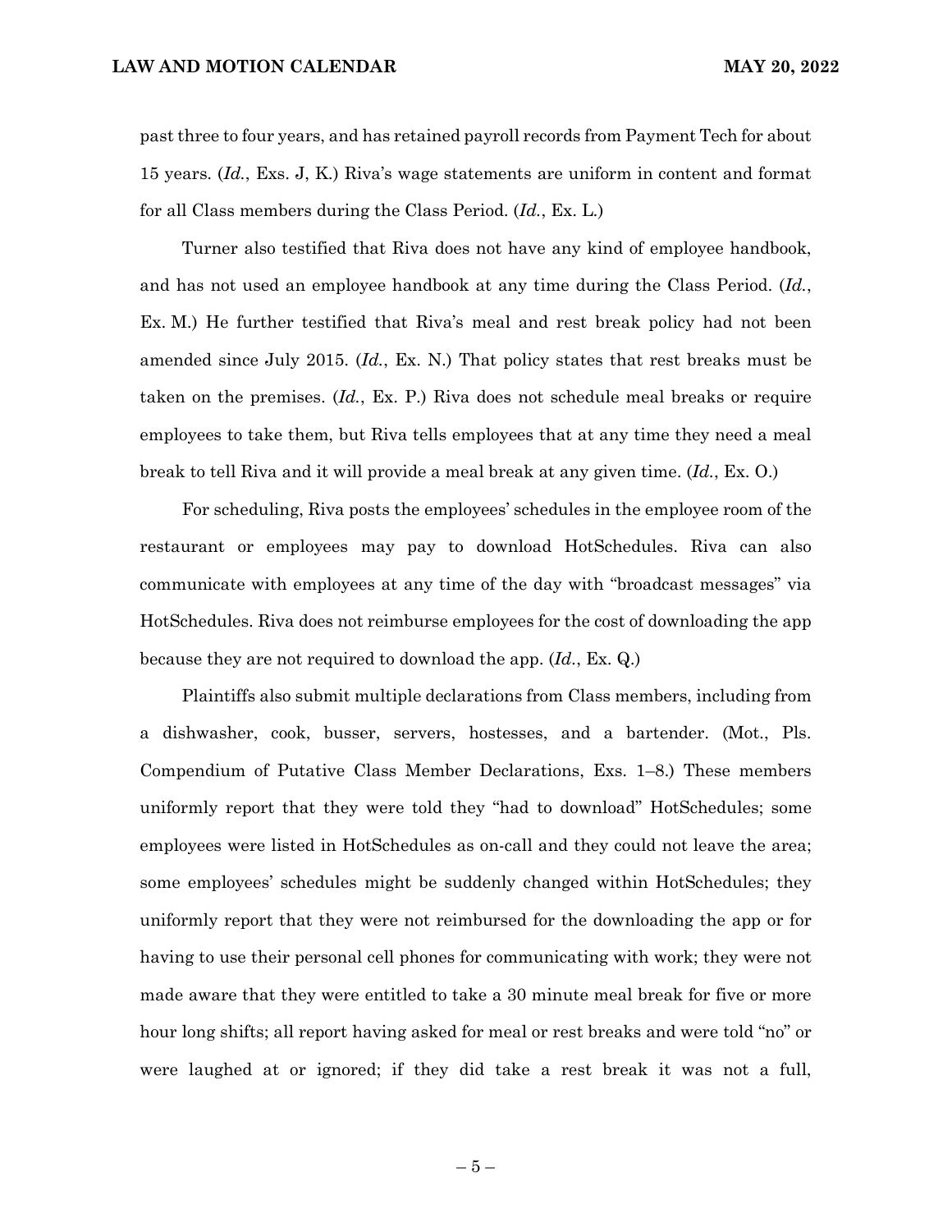past three to four years, and has retained payroll records from Payment Tech for about 15 years. (*Id.*, Exs. J, K.) Riva's wage statements are uniform in content and format for all Class members during the Class Period. (*Id.*, Ex. L.)

Turner also testified that Riva does not have any kind of employee handbook, and has not used an employee handbook at any time during the Class Period. (*Id.*, Ex. M.) He further testified that Riva's meal and rest break policy had not been amended since July 2015. (*Id.*, Ex. N.) That policy states that rest breaks must be taken on the premises. (*Id.*, Ex. P.) Riva does not schedule meal breaks or require employees to take them, but Riva tells employees that at any time they need a meal break to tell Riva and it will provide a meal break at any given time. (*Id.*, Ex. O.)

For scheduling, Riva posts the employees' schedules in the employee room of the restaurant or employees may pay to download HotSchedules. Riva can also communicate with employees at any time of the day with "broadcast messages" via HotSchedules. Riva does not reimburse employees for the cost of downloading the app because they are not required to download the app. (*Id.*, Ex. Q.)

Plaintiffs also submit multiple declarations from Class members, including from a dishwasher, cook, busser, servers, hostesses, and a bartender. (Mot., Pls. Compendium of Putative Class Member Declarations, Exs. 1–8.) These members uniformly report that they were told they "had to download" HotSchedules; some employees were listed in HotSchedules as on-call and they could not leave the area; some employees' schedules might be suddenly changed within HotSchedules; they uniformly report that they were not reimbursed for the downloading the app or for having to use their personal cell phones for communicating with work; they were not made aware that they were entitled to take a 30 minute meal break for five or more hour long shifts; all report having asked for meal or rest breaks and were told "no" or were laughed at or ignored; if they did take a rest break it was not a full,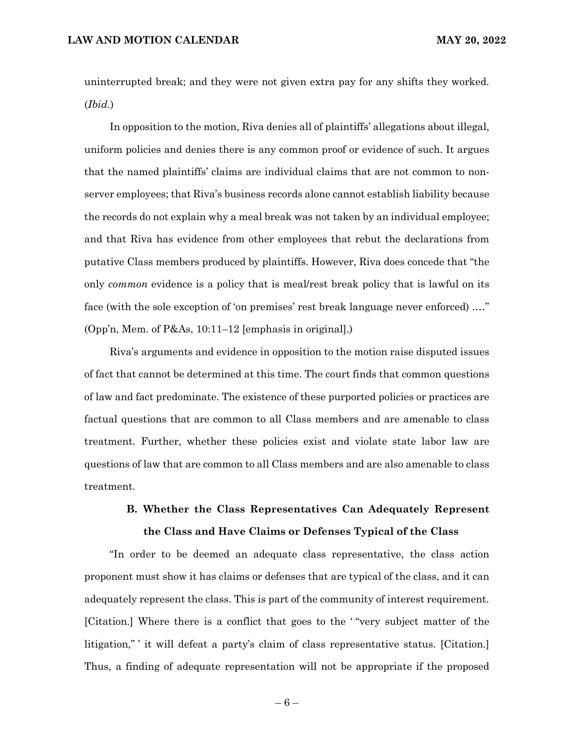uninterrupted break; and they were not given extra pay for any shifts they worked. (*Ibid.*)

In opposition to the motion, Riva denies all of plaintiffs' allegations about illegal, uniform policies and denies there is any common proof or evidence of such. It argues that the named plaintiffs' claims are individual claims that are not common to non-server employees; that Riva's business records alone cannot establish liability because the records do not explain why a meal break was not taken by an individual employee; and that Riva has evidence from other employees that rebut the declarations from putative Class members produced by plaintiffs. However, Riva does concede that "the only *common* evidence is a policy that is meal/rest break policy that is lawful on its face (with the sole exception of 'on premises' rest break language never enforced) …." (Opp'n, Mem. of P&As, 10:11–12 [emphasis in original].)

Riva's arguments and evidence in opposition to the motion raise disputed issues of fact that cannot be determined at this time. The court finds that common questions of law and fact predominate. The existence of these purported policies or practices are factual questions that are common to all Class members and are amenable to class treatment. Further, whether these policies exist and violate state labor law are questions of law that are common to all Class members and are also amenable to class treatment.

### B. Whether the Class Representatives Can Adequately Represent the Class and Have Claims or Defenses Typical of the Class

"In order to be deemed an adequate class representative, the class action proponent must show it has claims or defenses that are typical of the class, and it can adequately represent the class. This is part of the community of interest requirement. [Citation.] Where there is a conflict that goes to the ' "very subject matter of the litigation," ' it will defeat a party's claim of class representative status. [Citation.] Thus, a finding of adequate representation will not be appropriate if the proposed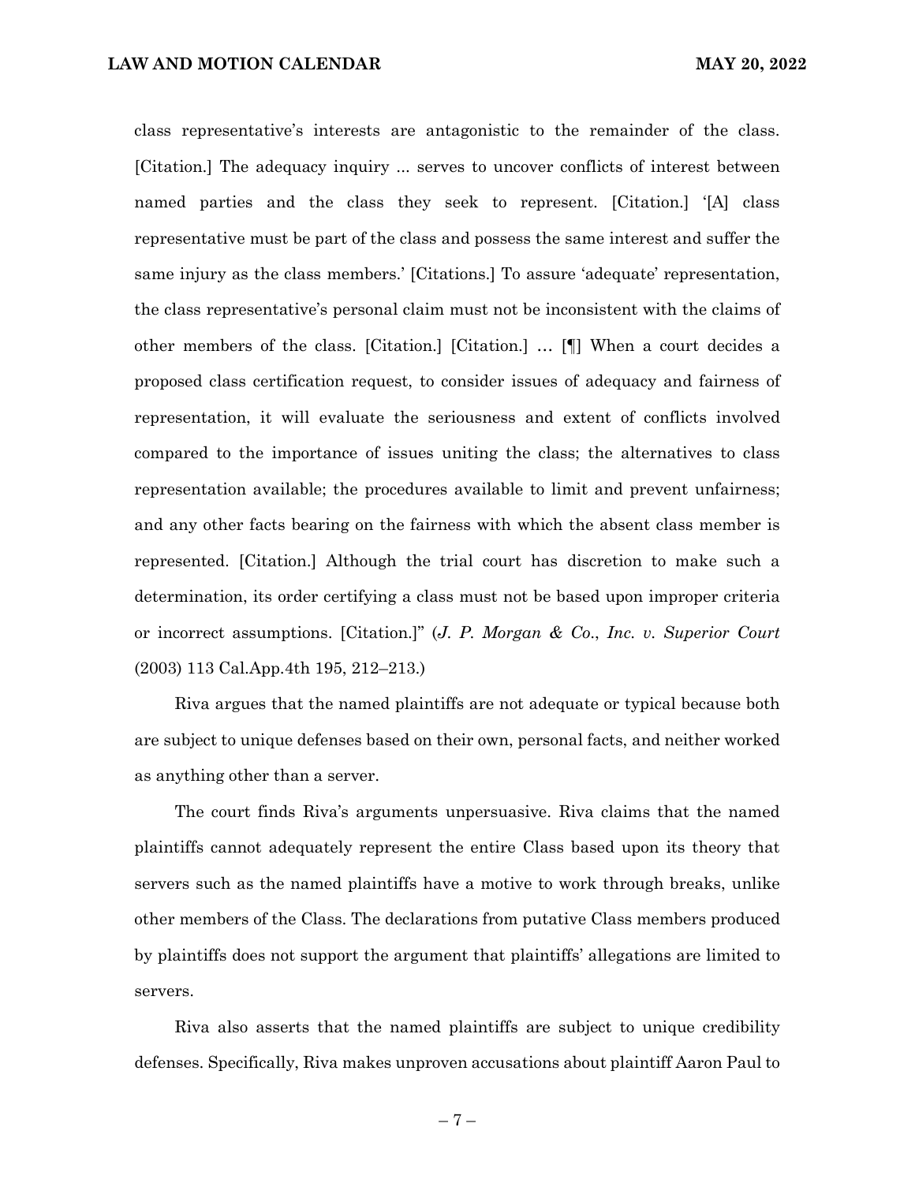class representative's interests are antagonistic to the remainder of the class. [Citation.] The adequacy inquiry ... serves to uncover conflicts of interest between named parties and the class they seek to represent. [Citation.] '[A] class representative must be part of the class and possess the same interest and suffer the same injury as the class members.' [Citations.] To assure 'adequate' representation, the class representative's personal claim must not be inconsistent with the claims of other members of the class. [Citation.] [Citation.] … [¶] When a court decides a proposed class certification request, to consider issues of adequacy and fairness of representation, it will evaluate the seriousness and extent of conflicts involved compared to the importance of issues uniting the class; the alternatives to class representation available; the procedures available to limit and prevent unfairness; and any other facts bearing on the fairness with which the absent class member is represented. [Citation.] Although the trial court has discretion to make such a determination, its order certifying a class must not be based upon improper criteria or incorrect assumptions. [Citation.]" (*J. P. Morgan & Co., Inc. v. Superior Court* (2003) 113 Cal.App.4th 195, 212–213.)

Riva argues that the named plaintiffs are not adequate or typical because both are subject to unique defenses based on their own, personal facts, and neither worked as anything other than a server.

The court finds Riva's arguments unpersuasive. Riva claims that the named plaintiffs cannot adequately represent the entire Class based upon its theory that servers such as the named plaintiffs have a motive to work through breaks, unlike other members of the Class. The declarations from putative Class members produced by plaintiffs does not support the argument that plaintiffs' allegations are limited to servers.

Riva also asserts that the named plaintiffs are subject to unique credibility defenses. Specifically, Riva makes unproven accusations about plaintiff Aaron Paul to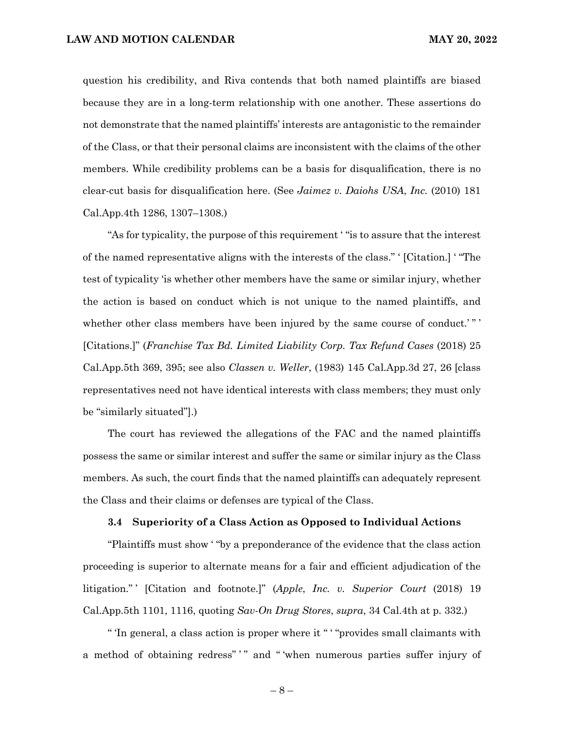question his credibility, and Riva contends that both named plaintiffs are biased because they are in a long-term relationship with one another. These assertions do not demonstrate that the named plaintiffs' interests are antagonistic to the remainder of the Class, or that their personal claims are inconsistent with the claims of the other members. While credibility problems can be a basis for disqualification, there is no clear-cut basis for disqualification here. (See *Jaimez v. Daiohs USA, Inc.* (2010) 181 Cal.App.4th 1286, 1307–1308.)

"As for typicality, the purpose of this requirement ' "is to assure that the interest of the named representative aligns with the interests of the class." ' [Citation.] ' "The test of typicality 'is whether other members have the same or similar injury, whether the action is based on conduct which is not unique to the named plaintiffs, and whether other class members have been injured by the same course of conduct.' " ' [Citations.]" (*Franchise Tax Bd. Limited Liability Corp. Tax Refund Cases* (2018) 25 Cal.App.5th 369, 395; see also *Classen v. Weller*, (1983) 145 Cal.App.3d 27, 26 [class representatives need not have identical interests with class members; they must only be "similarly situated"].)

The court has reviewed the allegations of the FAC and the named plaintiffs possess the same or similar interest and suffer the same or similar injury as the Class members. As such, the court finds that the named plaintiffs can adequately represent the Class and their claims or defenses are typical of the Class.

### 3.4 Superiority of a Class Action as Opposed to Individual Actions

"Plaintiffs must show ' "by a preponderance of the evidence that the class action proceeding is superior to alternate means for a fair and efficient adjudication of the litigation." ' [Citation and footnote.]" (*Apple, Inc. v. Superior Court* (2018) 19 Cal.App.5th 1101, 1116, quoting *Sav-On Drug Stores*, *supra*, 34 Cal.4th at p. 332.)

" 'In general, a class action is proper where it " ' "provides small claimants with a method of obtaining redress" ' " and " 'when numerous parties suffer injury of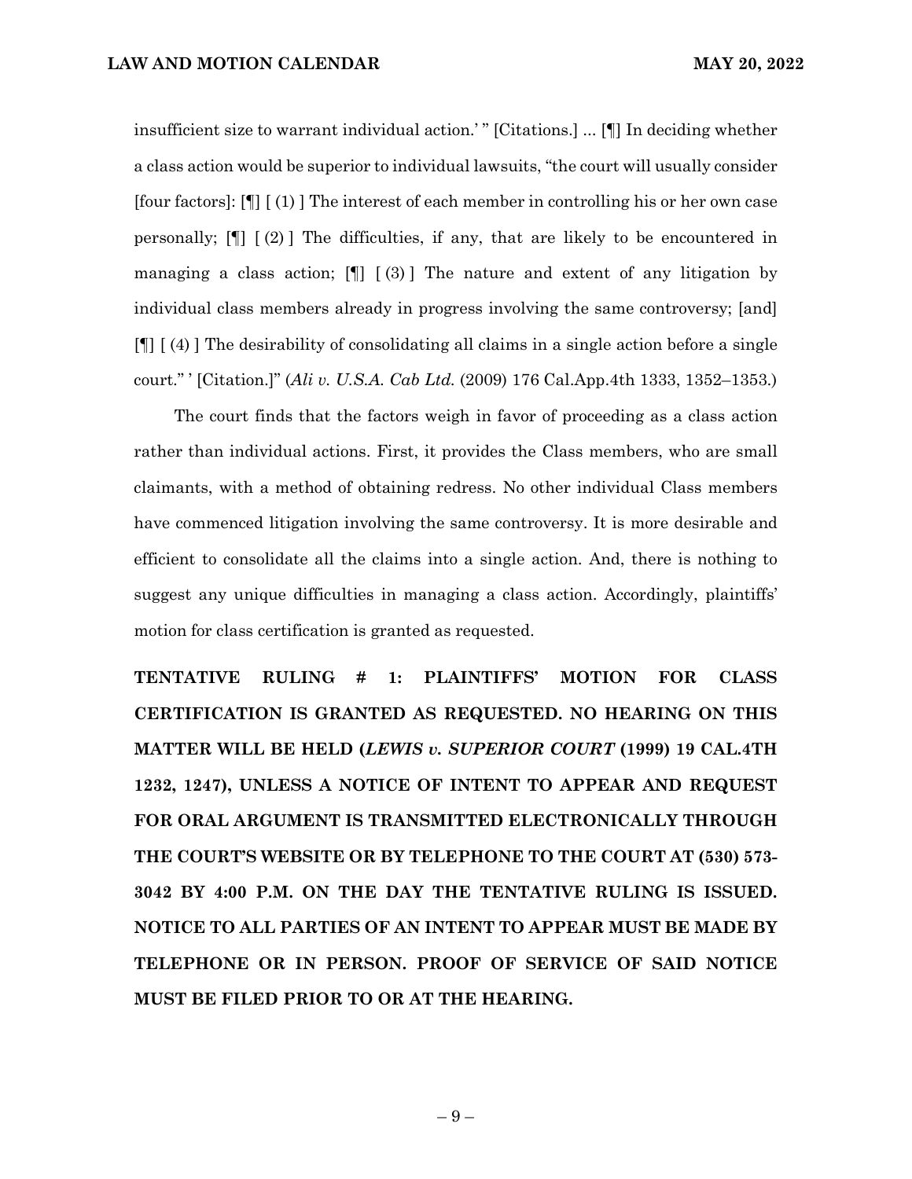insufficient size to warrant individual action.' " [Citations.] ... [¶] In deciding whether a class action would be superior to individual lawsuits, "the court will usually consider [four factors]: [¶] [ (1) ] The interest of each member in controlling his or her own case personally; [¶] [ (2) ] The difficulties, if any, that are likely to be encountered in managing a class action; [¶] [ (3) ] The nature and extent of any litigation by individual class members already in progress involving the same controversy; [and] [¶] [ (4) ] The desirability of consolidating all claims in a single action before a single court." ' [Citation.]" (*Ali v. U.S.A. Cab Ltd.* (2009) 176 Cal.App.4th 1333, 1352–1353.)

The court finds that the factors weigh in favor of proceeding as a class action rather than individual actions. First, it provides the Class members, who are small claimants, with a method of obtaining redress. No other individual Class members have commenced litigation involving the same controversy. It is more desirable and efficient to consolidate all the claims into a single action. And, there is nothing to suggest any unique difficulties in managing a class action. Accordingly, plaintiffs' motion for class certification is granted as requested.

**TENTATIVE RULING # 1: PLAINTIFFS' MOTION FOR CLASS CERTIFICATION IS GRANTED AS REQUESTED. NO HEARING ON THIS MATTER WILL BE HELD (*LEWIS v. SUPERIOR COURT* (1999) 19 CAL.4TH 1232, 1247), UNLESS A NOTICE OF INTENT TO APPEAR AND REQUEST FOR ORAL ARGUMENT IS TRANSMITTED ELECTRONICALLY THROUGH THE COURT'S WEBSITE OR BY TELEPHONE TO THE COURT AT (530) 573-3042 BY 4:00 P.M. ON THE DAY THE TENTATIVE RULING IS ISSUED. NOTICE TO ALL PARTIES OF AN INTENT TO APPEAR MUST BE MADE BY TELEPHONE OR IN PERSON. PROOF OF SERVICE OF SAID NOTICE MUST BE FILED PRIOR TO OR AT THE HEARING.**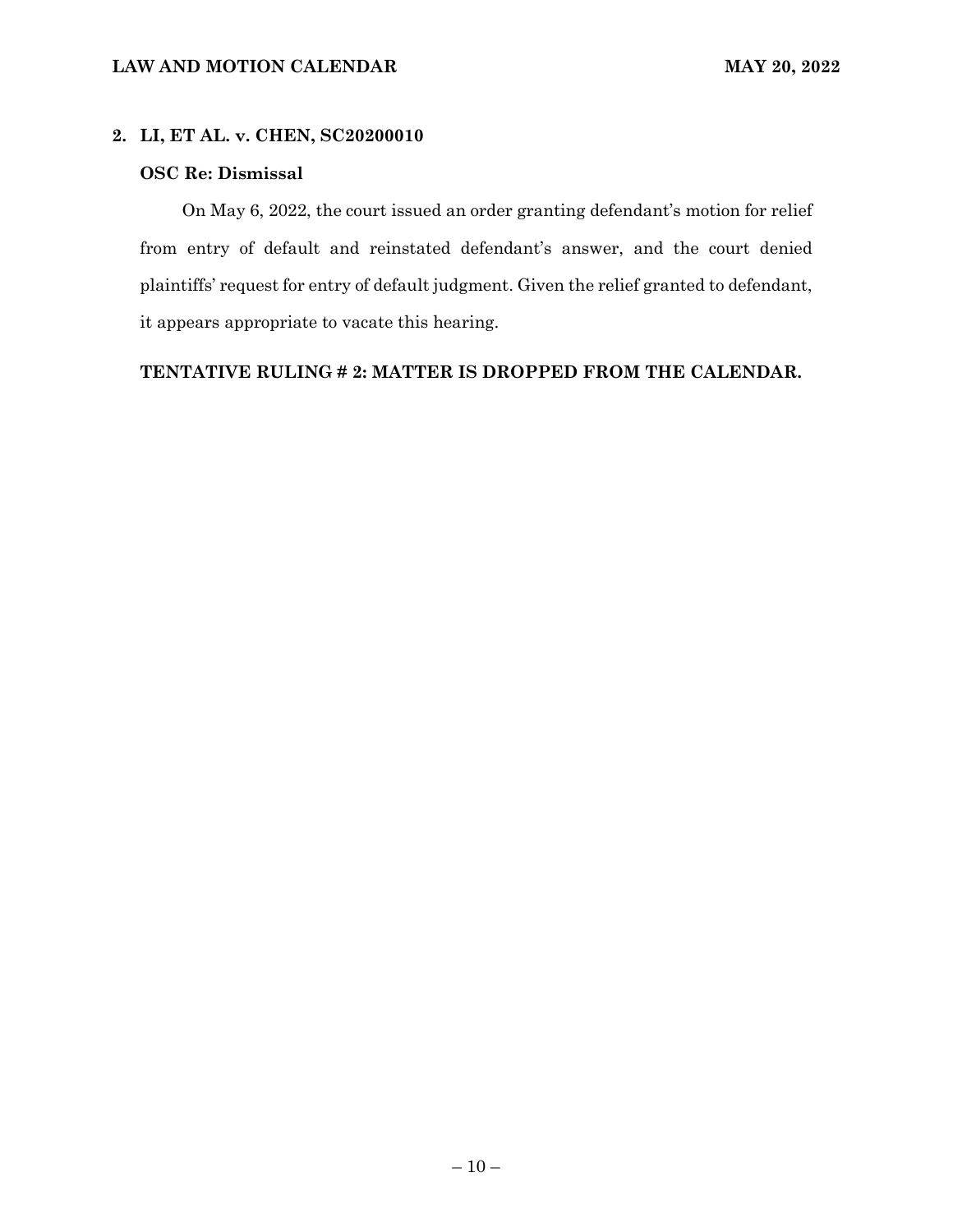## 2. LI, ET AL. v. CHEN, SC20200010

### OSC Re: Dismissal

On May 6, 2022, the court issued an order granting defendant's motion for relief from entry of default and reinstated defendant's answer, and the court denied plaintiffs' request for entry of default judgment. Given the relief granted to defendant, it appears appropriate to vacate this hearing.

**TENTATIVE RULING # 2: MATTER IS DROPPED FROM THE CALENDAR.**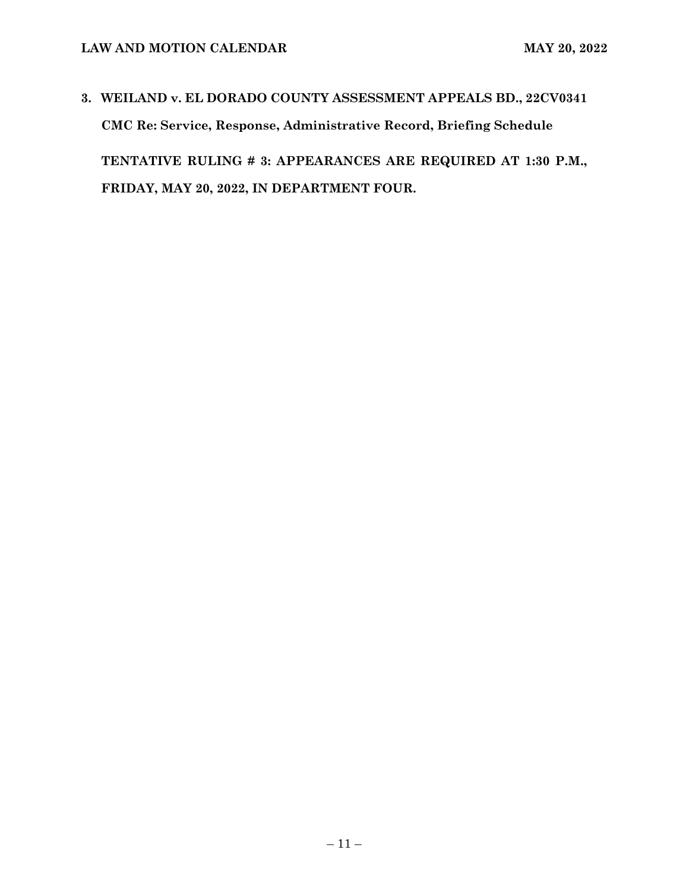**3. WEILAND v. EL DORADO COUNTY ASSESSMENT APPEALS BD., 22CV0341**

**CMC Re: Service, Response, Administrative Record, Briefing Schedule**

**TENTATIVE RULING # 3: APPEARANCES ARE REQUIRED AT 1:30 P.M., FRIDAY, MAY 20, 2022, IN DEPARTMENT FOUR.**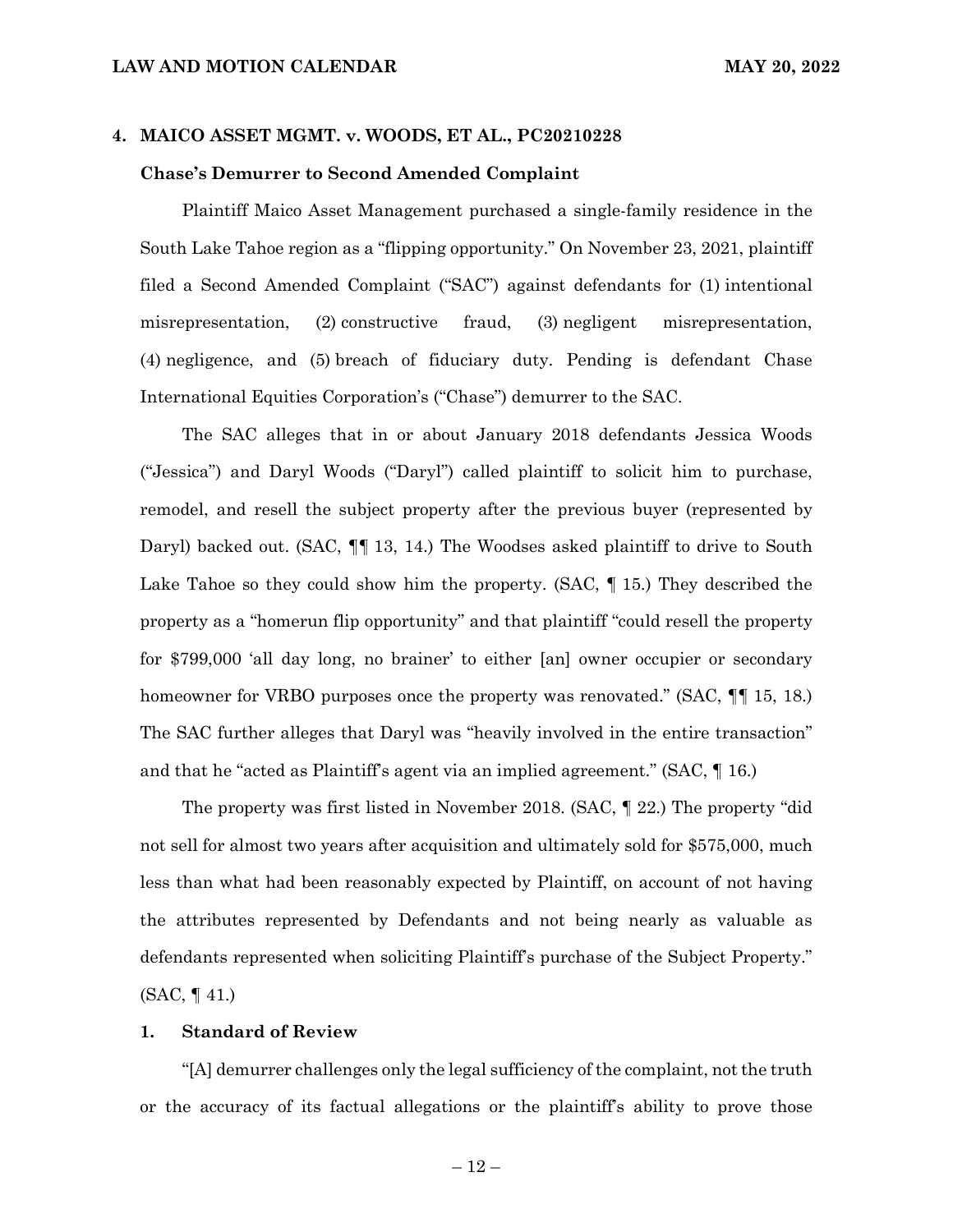**4. MAICO ASSET MGMT. v. WOODS, ET AL., PC20210228**

**Chase's Demurrer to Second Amended Complaint**

Plaintiff Maico Asset Management purchased a single-family residence in the South Lake Tahoe region as a "flipping opportunity." On November 23, 2021, plaintiff filed a Second Amended Complaint ("SAC") against defendants for (1) intentional misrepresentation, (2) constructive fraud, (3) negligent misrepresentation, (4) negligence, and (5) breach of fiduciary duty. Pending is defendant Chase International Equities Corporation's ("Chase") demurrer to the SAC.

The SAC alleges that in or about January 2018 defendants Jessica Woods ("Jessica") and Daryl Woods ("Daryl") called plaintiff to solicit him to purchase, remodel, and resell the subject property after the previous buyer (represented by Daryl) backed out. (SAC, ¶¶ 13, 14.) The Woodses asked plaintiff to drive to South Lake Tahoe so they could show him the property. (SAC, ¶ 15.) They described the property as a "homerun flip opportunity" and that plaintiff "could resell the property for $799,000 'all day long, no brainer' to either [an] owner occupier or secondary homeowner for VRBO purposes once the property was renovated." (SAC, ¶¶ 15, 18.) The SAC further alleges that Daryl was "heavily involved in the entire transaction" and that he "acted as Plaintiff's agent via an implied agreement." (SAC, ¶ 16.)

The property was first listed in November 2018. (SAC, ¶ 22.) The property "did not sell for almost two years after acquisition and ultimately sold for $575,000, much less than what had been reasonably expected by Plaintiff, on account of not having the attributes represented by Defendants and not being nearly as valuable as defendants represented when soliciting Plaintiff's purchase of the Subject Property." (SAC, ¶ 41.)

**1. Standard of Review**

"[A] demurrer challenges only the legal sufficiency of the complaint, not the truth or the accuracy of its factual allegations or the plaintiff's ability to prove those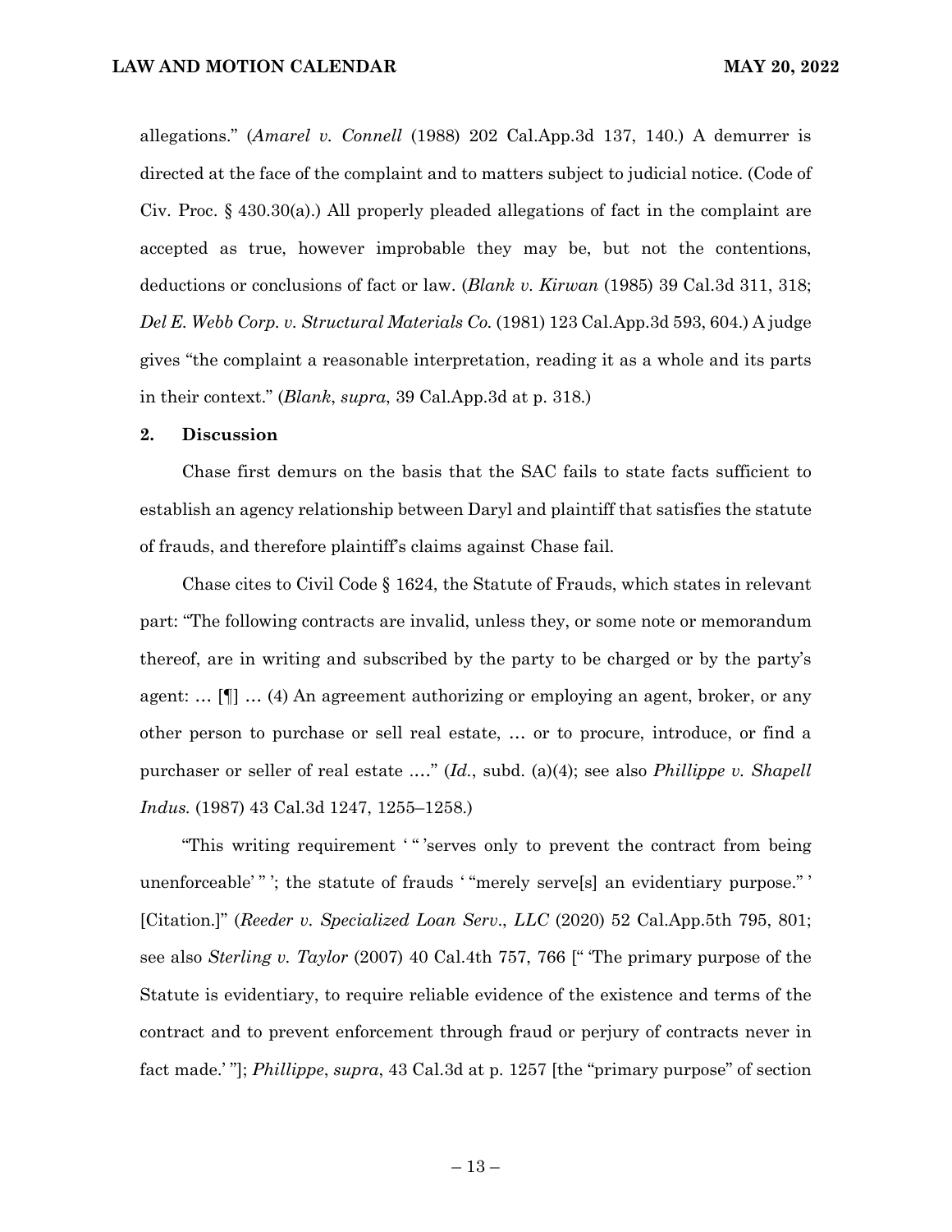allegations." (*Amarel v. Connell* (1988) 202 Cal.App.3d 137, 140.) A demurrer is directed at the face of the complaint and to matters subject to judicial notice. (Code of Civ. Proc. § 430.30(a).) All properly pleaded allegations of fact in the complaint are accepted as true, however improbable they may be, but not the contentions, deductions or conclusions of fact or law. (*Blank v. Kirwan* (1985) 39 Cal.3d 311, 318; *Del E. Webb Corp. v. Structural Materials Co.* (1981) 123 Cal.App.3d 593, 604.) A judge gives "the complaint a reasonable interpretation, reading it as a whole and its parts in their context." (*Blank*, *supra*, 39 Cal.App.3d at p. 318.)

**2. Discussion**

Chase first demurs on the basis that the SAC fails to state facts sufficient to establish an agency relationship between Daryl and plaintiff that satisfies the statute of frauds, and therefore plaintiff's claims against Chase fail.

Chase cites to Civil Code § 1624, the Statute of Frauds, which states in relevant part: "The following contracts are invalid, unless they, or some note or memorandum thereof, are in writing and subscribed by the party to be charged or by the party's agent: … [¶] … (4) An agreement authorizing or employing an agent, broker, or any other person to purchase or sell real estate, … or to procure, introduce, or find a purchaser or seller of real estate …." (*Id.*, subd. (a)(4); see also *Phillippe v. Shapell Indus.* (1987) 43 Cal.3d 1247, 1255–1258.)

"This writing requirement ' " 'serves only to prevent the contract from being unenforceable' " '; the statute of frauds ' "merely serve[s] an evidentiary purpose." ' [Citation.]" (*Reeder v. Specialized Loan Serv., LLC* (2020) 52 Cal.App.5th 795, 801; see also *Sterling v. Taylor* (2007) 40 Cal.4th 757, 766 [" 'The primary purpose of the Statute is evidentiary, to require reliable evidence of the existence and terms of the contract and to prevent enforcement through fraud or perjury of contracts never in fact made.' "]; *Phillippe*, *supra*, 43 Cal.3d at p. 1257 [the "primary purpose" of section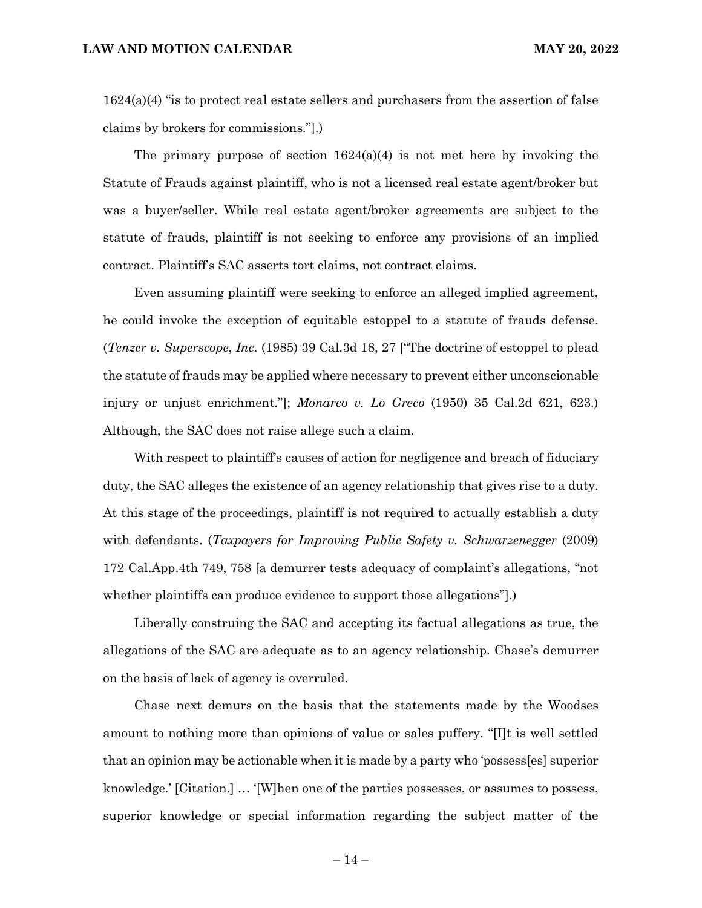1624(a)(4) "is to protect real estate sellers and purchasers from the assertion of false claims by brokers for commissions."].)

The primary purpose of section 1624(a)(4) is not met here by invoking the Statute of Frauds against plaintiff, who is not a licensed real estate agent/broker but was a buyer/seller. While real estate agent/broker agreements are subject to the statute of frauds, plaintiff is not seeking to enforce any provisions of an implied contract. Plaintiff's SAC asserts tort claims, not contract claims.

Even assuming plaintiff were seeking to enforce an alleged implied agreement, he could invoke the exception of equitable estoppel to a statute of frauds defense. (*Tenzer v. Superscope, Inc.* (1985) 39 Cal.3d 18, 27 ["The doctrine of estoppel to plead the statute of frauds may be applied where necessary to prevent either unconscionable injury or unjust enrichment."]; *Monarco v. Lo Greco* (1950) 35 Cal.2d 621, 623.) Although, the SAC does not raise allege such a claim.

With respect to plaintiff's causes of action for negligence and breach of fiduciary duty, the SAC alleges the existence of an agency relationship that gives rise to a duty. At this stage of the proceedings, plaintiff is not required to actually establish a duty with defendants. (*Taxpayers for Improving Public Safety v. Schwarzenegger* (2009) 172 Cal.App.4th 749, 758 [a demurrer tests adequacy of complaint's allegations, "not whether plaintiffs can produce evidence to support those allegations"].)

Liberally construing the SAC and accepting its factual allegations as true, the allegations of the SAC are adequate as to an agency relationship. Chase's demurrer on the basis of lack of agency is overruled.

Chase next demurs on the basis that the statements made by the Woodses amount to nothing more than opinions of value or sales puffery. "[I]t is well settled that an opinion may be actionable when it is made by a party who 'possess[es] superior knowledge.' [Citation.] … '[W]hen one of the parties possesses, or assumes to possess, superior knowledge or special information regarding the subject matter of the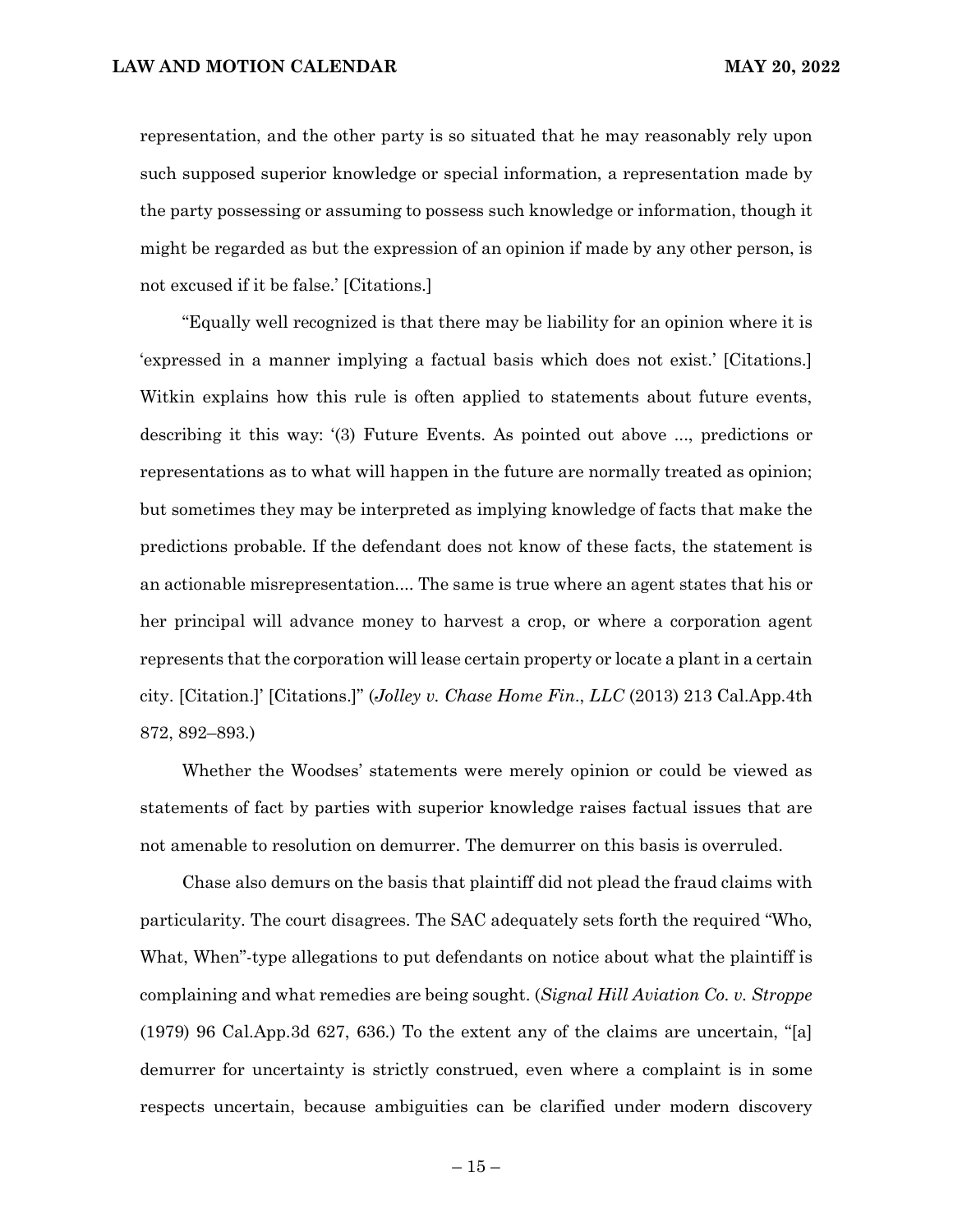representation, and the other party is so situated that he may reasonably rely upon such supposed superior knowledge or special information, a representation made by the party possessing or assuming to possess such knowledge or information, though it might be regarded as but the expression of an opinion if made by any other person, is not excused if it be false.' [Citations.]

"Equally well recognized is that there may be liability for an opinion where it is 'expressed in a manner implying a factual basis which does not exist.' [Citations.] Witkin explains how this rule is often applied to statements about future events, describing it this way: '(3) Future Events. As pointed out above ..., predictions or representations as to what will happen in the future are normally treated as opinion; but sometimes they may be interpreted as implying knowledge of facts that make the predictions probable. If the defendant does not know of these facts, the statement is an actionable misrepresentation.... The same is true where an agent states that his or her principal will advance money to harvest a crop, or where a corporation agent represents that the corporation will lease certain property or locate a plant in a certain city. [Citation.]' [Citations.]" (*Jolley v. Chase Home Fin., LLC* (2013) 213 Cal.App.4th 872, 892–893.)

Whether the Woodses' statements were merely opinion or could be viewed as statements of fact by parties with superior knowledge raises factual issues that are not amenable to resolution on demurrer. The demurrer on this basis is overruled.

Chase also demurs on the basis that plaintiff did not plead the fraud claims with particularity. The court disagrees. The SAC adequately sets forth the required "Who, What, When"-type allegations to put defendants on notice about what the plaintiff is complaining and what remedies are being sought. (*Signal Hill Aviation Co. v. Stroppe* (1979) 96 Cal.App.3d 627, 636.) To the extent any of the claims are uncertain, "[a] demurrer for uncertainty is strictly construed, even where a complaint is in some respects uncertain, because ambiguities can be clarified under modern discovery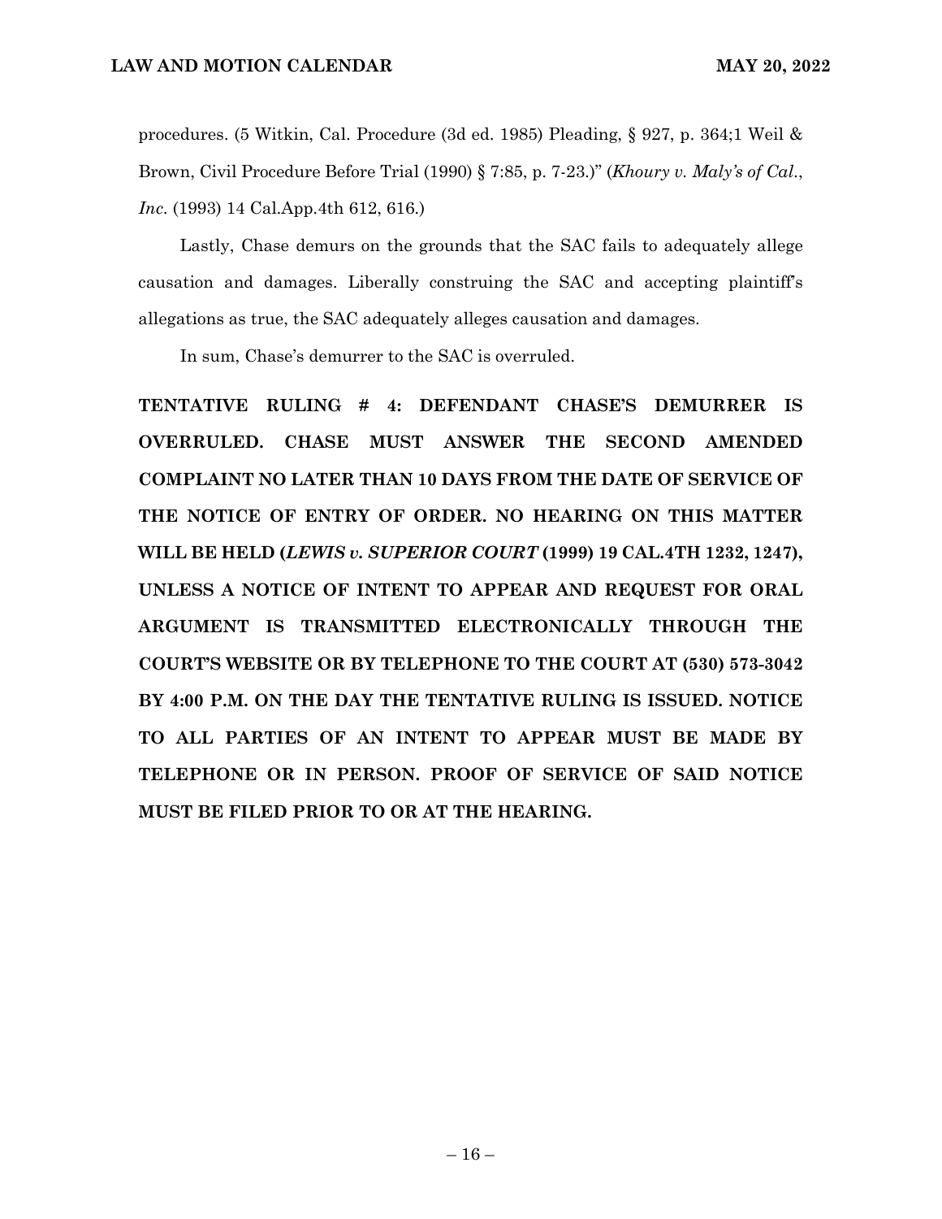procedures. (5 Witkin, Cal. Procedure (3d ed. 1985) Pleading, § 927, p. 364;1 Weil & Brown, Civil Procedure Before Trial (1990) § 7:85, p. 7-23.)" (*Khoury v. Maly's of Cal., Inc.* (1993) 14 Cal.App.4th 612, 616.)

Lastly, Chase demurs on the grounds that the SAC fails to adequately allege causation and damages. Liberally construing the SAC and accepting plaintiff's allegations as true, the SAC adequately alleges causation and damages.

In sum, Chase's demurrer to the SAC is overruled.

**TENTATIVE RULING # 4: DEFENDANT CHASE'S DEMURRER IS OVERRULED. CHASE MUST ANSWER THE SECOND AMENDED COMPLAINT NO LATER THAN 10 DAYS FROM THE DATE OF SERVICE OF THE NOTICE OF ENTRY OF ORDER. NO HEARING ON THIS MATTER WILL BE HELD (*LEWIS v. SUPERIOR COURT* (1999) 19 CAL.4TH 1232, 1247), UNLESS A NOTICE OF INTENT TO APPEAR AND REQUEST FOR ORAL ARGUMENT IS TRANSMITTED ELECTRONICALLY THROUGH THE COURT'S WEBSITE OR BY TELEPHONE TO THE COURT AT (530) 573-3042 BY 4:00 P.M. ON THE DAY THE TENTATIVE RULING IS ISSUED. NOTICE TO ALL PARTIES OF AN INTENT TO APPEAR MUST BE MADE BY TELEPHONE OR IN PERSON. PROOF OF SERVICE OF SAID NOTICE MUST BE FILED PRIOR TO OR AT THE HEARING.**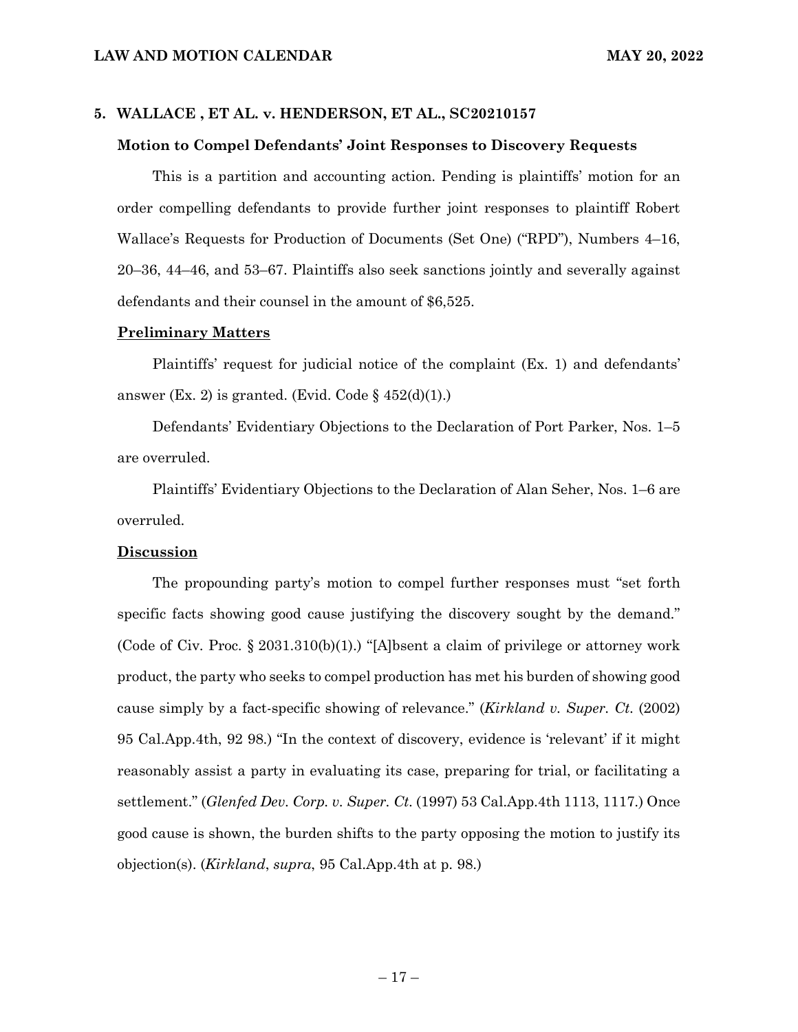**5. WALLACE , ET AL. v. HENDERSON, ET AL., SC20210157**

**Motion to Compel Defendants' Joint Responses to Discovery Requests**

This is a partition and accounting action. Pending is plaintiffs' motion for an order compelling defendants to provide further joint responses to plaintiff Robert Wallace's Requests for Production of Documents (Set One) ("RPD"), Numbers 4–16, 20–36, 44–46, and 53–67. Plaintiffs also seek sanctions jointly and severally against defendants and their counsel in the amount of $6,525.

**Preliminary Matters**

Plaintiffs' request for judicial notice of the complaint (Ex. 1) and defendants' answer (Ex. 2) is granted. (Evid. Code § 452(d)(1).)

Defendants' Evidentiary Objections to the Declaration of Port Parker, Nos. 1–5 are overruled.

Plaintiffs' Evidentiary Objections to the Declaration of Alan Seher, Nos. 1–6 are overruled.

**Discussion**

The propounding party's motion to compel further responses must "set forth specific facts showing good cause justifying the discovery sought by the demand." (Code of Civ. Proc. § 2031.310(b)(1).) "[A]bsent a claim of privilege or attorney work product, the party who seeks to compel production has met his burden of showing good cause simply by a fact-specific showing of relevance." (*Kirkland v. Super. Ct.* (2002) 95 Cal.App.4th, 92 98.) "In the context of discovery, evidence is 'relevant' if it might reasonably assist a party in evaluating its case, preparing for trial, or facilitating a settlement." (*Glenfed Dev. Corp. v. Super. Ct.* (1997) 53 Cal.App.4th 1113, 1117.) Once good cause is shown, the burden shifts to the party opposing the motion to justify its objection(s). (*Kirkland*, *supra*, 95 Cal.App.4th at p. 98.)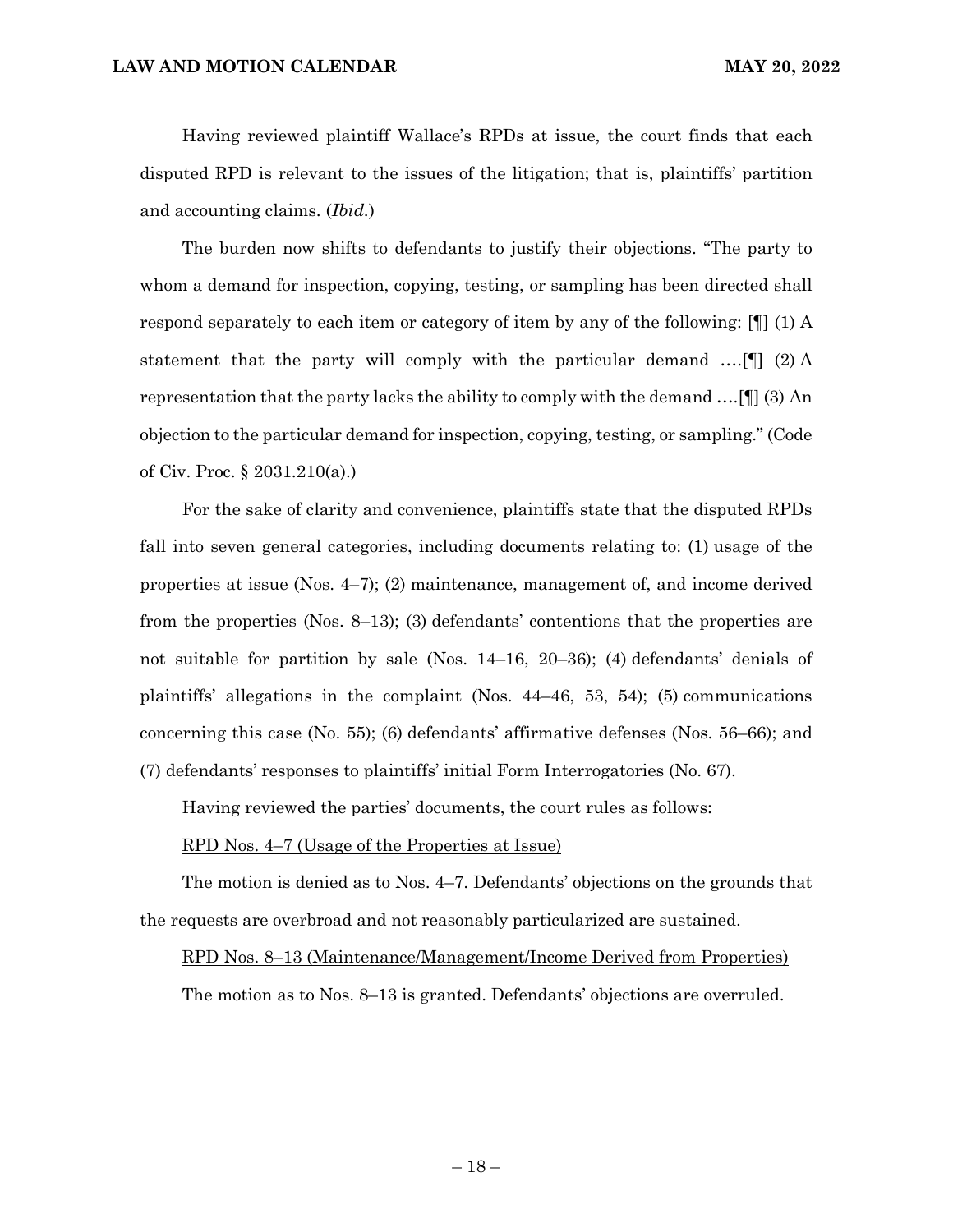Having reviewed plaintiff Wallace's RPDs at issue, the court finds that each disputed RPD is relevant to the issues of the litigation; that is, plaintiffs' partition and accounting claims. (*Ibid.*)

The burden now shifts to defendants to justify their objections. "The party to whom a demand for inspection, copying, testing, or sampling has been directed shall respond separately to each item or category of item by any of the following: [¶] (1) A statement that the party will comply with the particular demand ….[¶] (2) A representation that the party lacks the ability to comply with the demand ….[¶] (3) An objection to the particular demand for inspection, copying, testing, or sampling." (Code of Civ. Proc. § 2031.210(a).)

For the sake of clarity and convenience, plaintiffs state that the disputed RPDs fall into seven general categories, including documents relating to: (1) usage of the properties at issue (Nos. 4–7); (2) maintenance, management of, and income derived from the properties (Nos. 8–13); (3) defendants' contentions that the properties are not suitable for partition by sale (Nos. 14–16, 20–36); (4) defendants' denials of plaintiffs' allegations in the complaint (Nos. 44–46, 53, 54); (5) communications concerning this case (No. 55); (6) defendants' affirmative defenses (Nos. 56–66); and (7) defendants' responses to plaintiffs' initial Form Interrogatories (No. 67).

Having reviewed the parties' documents, the court rules as follows:

<u>RPD Nos. 4–7 (Usage of the Properties at Issue)</u>

The motion is denied as to Nos. 4–7. Defendants' objections on the grounds that the requests are overbroad and not reasonably particularized are sustained.

<u>RPD Nos. 8–13 (Maintenance/Management/Income Derived from Properties)</u>

The motion as to Nos. 8–13 is granted. Defendants' objections are overruled.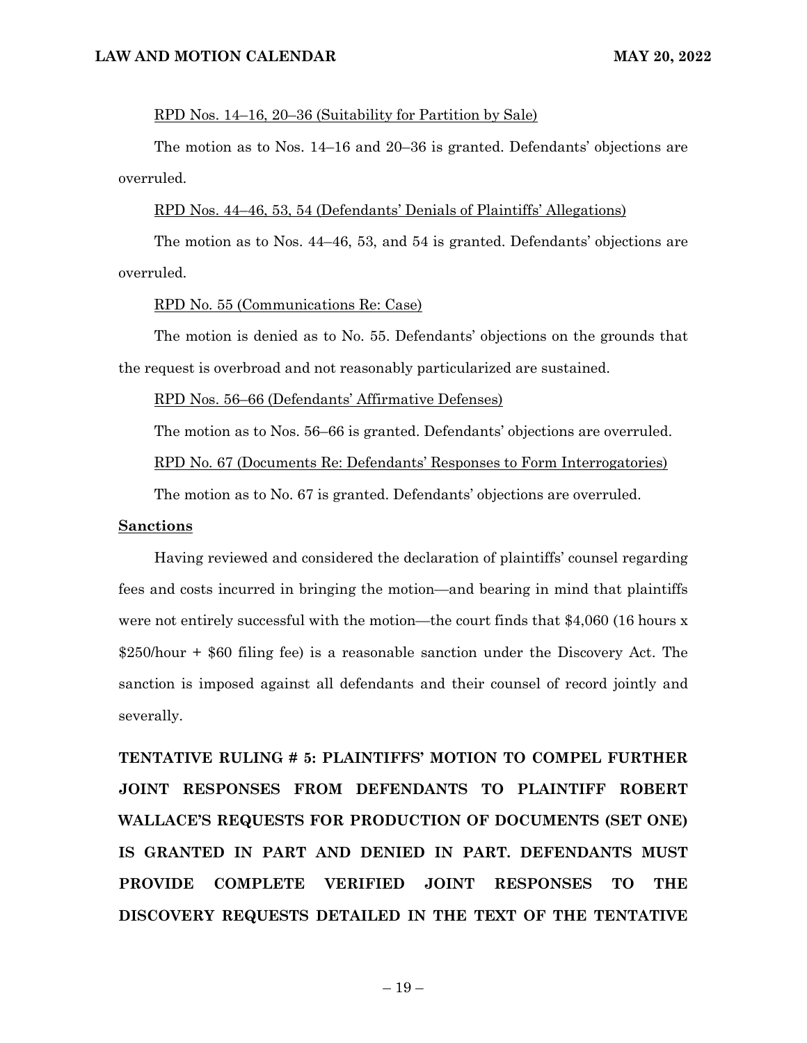RPD Nos. 14–16, 20–36 (Suitability for Partition by Sale)

The motion as to Nos. 14–16 and 20–36 is granted. Defendants' objections are overruled.

RPD Nos. 44–46, 53, 54 (Defendants' Denials of Plaintiffs' Allegations)

The motion as to Nos. 44–46, 53, and 54 is granted. Defendants' objections are overruled.

RPD No. 55 (Communications Re: Case)

The motion is denied as to No. 55. Defendants' objections on the grounds that the request is overbroad and not reasonably particularized are sustained.

RPD Nos. 56–66 (Defendants' Affirmative Defenses)

The motion as to Nos. 56–66 is granted. Defendants' objections are overruled.

RPD No. 67 (Documents Re: Defendants' Responses to Form Interrogatories)

The motion as to No. 67 is granted. Defendants' objections are overruled.

**Sanctions**

Having reviewed and considered the declaration of plaintiffs' counsel regarding fees and costs incurred in bringing the motion—and bearing in mind that plaintiffs were not entirely successful with the motion—the court finds that $4,060 (16 hours x $250/hour + $60 filing fee) is a reasonable sanction under the Discovery Act. The sanction is imposed against all defendants and their counsel of record jointly and severally.

**TENTATIVE RULING # 5: PLAINTIFFS' MOTION TO COMPEL FURTHER JOINT RESPONSES FROM DEFENDANTS TO PLAINTIFF ROBERT WALLACE'S REQUESTS FOR PRODUCTION OF DOCUMENTS (SET ONE) IS GRANTED IN PART AND DENIED IN PART. DEFENDANTS MUST PROVIDE COMPLETE VERIFIED JOINT RESPONSES TO THE DISCOVERY REQUESTS DETAILED IN THE TEXT OF THE TENTATIVE**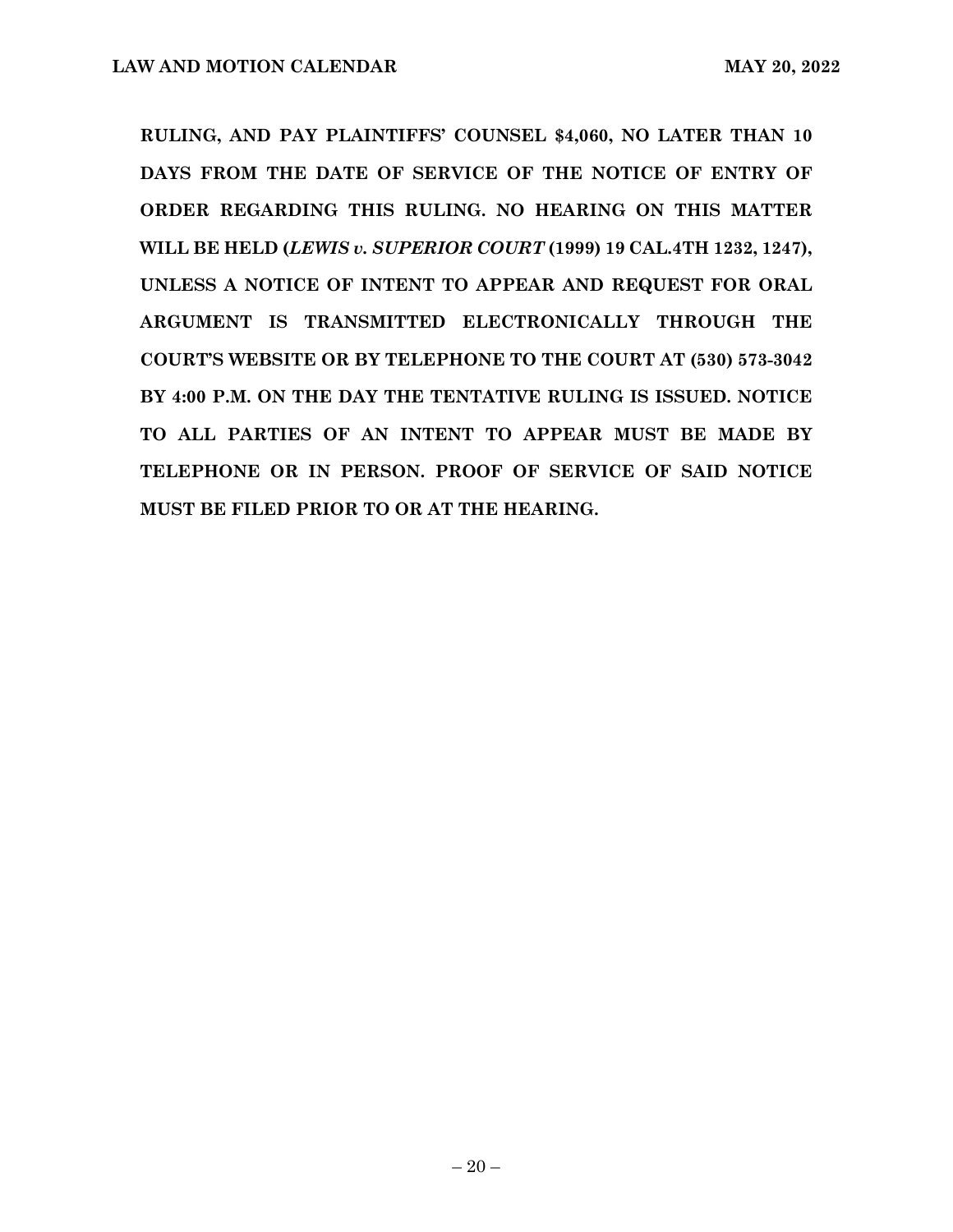**RULING, AND PAY PLAINTIFFS' COUNSEL $4,060, NO LATER THAN 10 DAYS FROM THE DATE OF SERVICE OF THE NOTICE OF ENTRY OF ORDER REGARDING THIS RULING. NO HEARING ON THIS MATTER WILL BE HELD (*LEWIS v. SUPERIOR COURT* (1999) 19 CAL.4TH 1232, 1247), UNLESS A NOTICE OF INTENT TO APPEAR AND REQUEST FOR ORAL ARGUMENT IS TRANSMITTED ELECTRONICALLY THROUGH THE COURT'S WEBSITE OR BY TELEPHONE TO THE COURT AT (530) 573-3042 BY 4:00 P.M. ON THE DAY THE TENTATIVE RULING IS ISSUED. NOTICE TO ALL PARTIES OF AN INTENT TO APPEAR MUST BE MADE BY TELEPHONE OR IN PERSON. PROOF OF SERVICE OF SAID NOTICE MUST BE FILED PRIOR TO OR AT THE HEARING.**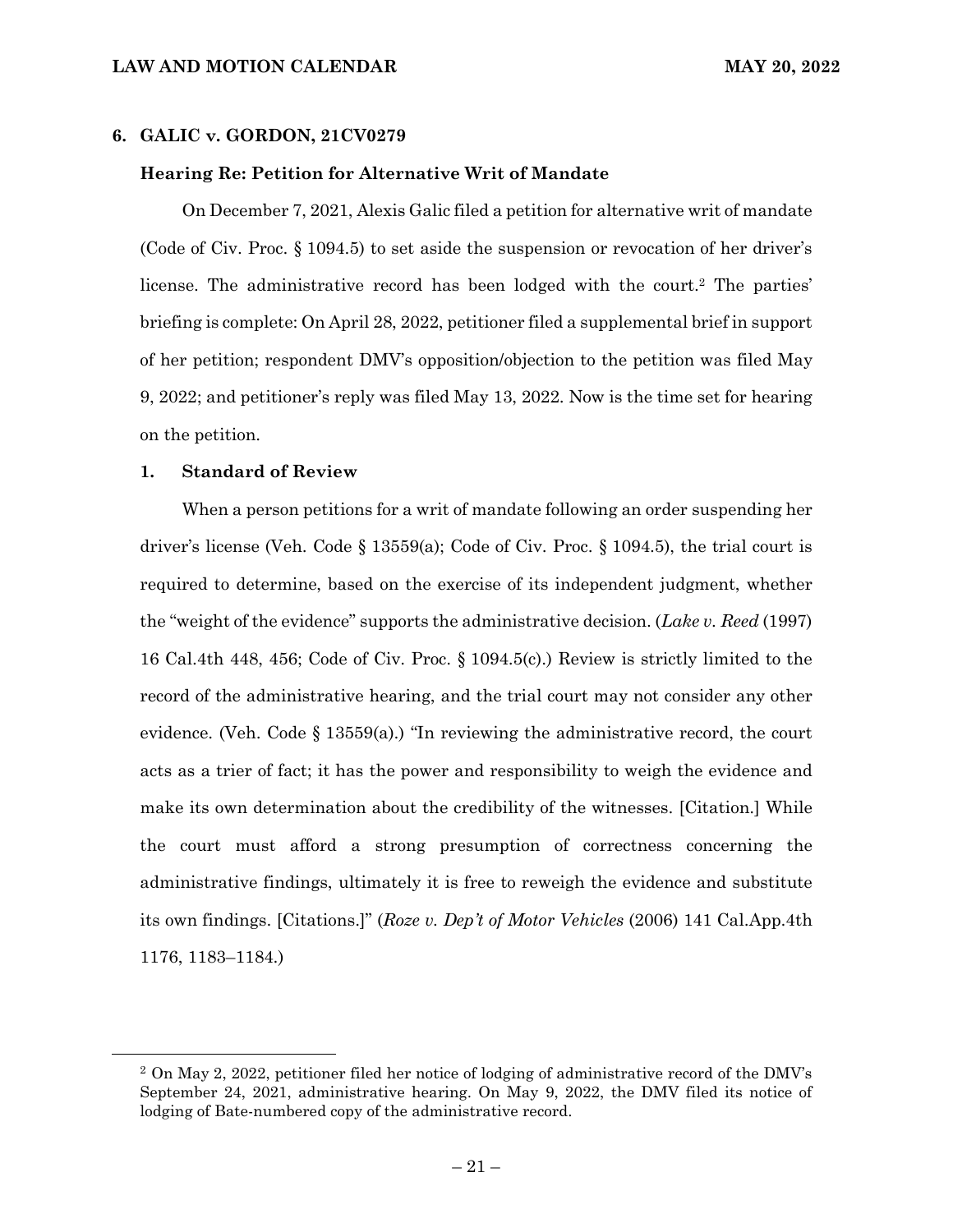## 6. GALIC v. GORDON, 21CV0279

### Hearing Re: Petition for Alternative Writ of Mandate

On December 7, 2021, Alexis Galic filed a petition for alternative writ of mandate (Code of Civ. Proc. § 1094.5) to set aside the suspension or revocation of her driver's license. The administrative record has been lodged with the court.[2] The parties' briefing is complete: On April 28, 2022, petitioner filed a supplemental brief in support of her petition; respondent DMV's opposition/objection to the petition was filed May 9, 2022; and petitioner's reply was filed May 13, 2022. Now is the time set for hearing on the petition.

### 1. Standard of Review

When a person petitions for a writ of mandate following an order suspending her driver's license (Veh. Code § 13559(a); Code of Civ. Proc. § 1094.5), the trial court is required to determine, based on the exercise of its independent judgment, whether the "weight of the evidence" supports the administrative decision. (*Lake v. Reed* (1997) 16 Cal.4th 448, 456; Code of Civ. Proc. § 1094.5(c).) Review is strictly limited to the record of the administrative hearing, and the trial court may not consider any other evidence. (Veh. Code § 13559(a).) "In reviewing the administrative record, the court acts as a trier of fact; it has the power and responsibility to weigh the evidence and make its own determination about the credibility of the witnesses. [Citation.] While the court must afford a strong presumption of correctness concerning the administrative findings, ultimately it is free to reweigh the evidence and substitute its own findings. [Citations.]" (*Roze v. Dep't of Motor Vehicles* (2006) 141 Cal.App.4th 1176, 1183–1184.)

---

[2] On May 2, 2022, petitioner filed her notice of lodging of administrative record of the DMV's September 24, 2021, administrative hearing. On May 9, 2022, the DMV filed its notice of lodging of Bate-numbered copy of the administrative record.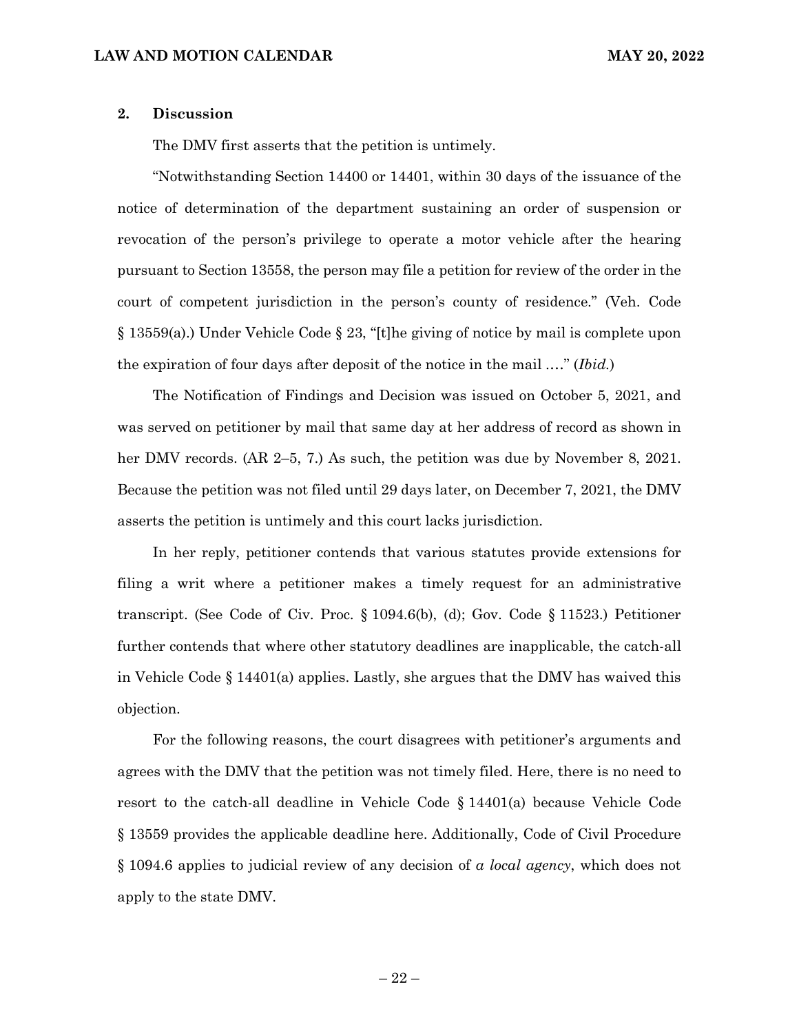## 2. Discussion

The DMV first asserts that the petition is untimely.

"Notwithstanding Section 14400 or 14401, within 30 days of the issuance of the notice of determination of the department sustaining an order of suspension or revocation of the person's privilege to operate a motor vehicle after the hearing pursuant to Section 13558, the person may file a petition for review of the order in the court of competent jurisdiction in the person's county of residence." (Veh. Code § 13559(a).) Under Vehicle Code § 23, "[t]he giving of notice by mail is complete upon the expiration of four days after deposit of the notice in the mail …." (*Ibid.*)

The Notification of Findings and Decision was issued on October 5, 2021, and was served on petitioner by mail that same day at her address of record as shown in her DMV records. (AR 2–5, 7.) As such, the petition was due by November 8, 2021. Because the petition was not filed until 29 days later, on December 7, 2021, the DMV asserts the petition is untimely and this court lacks jurisdiction.

In her reply, petitioner contends that various statutes provide extensions for filing a writ where a petitioner makes a timely request for an administrative transcript. (See Code of Civ. Proc. § 1094.6(b), (d); Gov. Code § 11523.) Petitioner further contends that where other statutory deadlines are inapplicable, the catch-all in Vehicle Code § 14401(a) applies. Lastly, she argues that the DMV has waived this objection.

For the following reasons, the court disagrees with petitioner's arguments and agrees with the DMV that the petition was not timely filed. Here, there is no need to resort to the catch-all deadline in Vehicle Code § 14401(a) because Vehicle Code § 13559 provides the applicable deadline here. Additionally, Code of Civil Procedure § 1094.6 applies to judicial review of any decision of *a local agency*, which does not apply to the state DMV.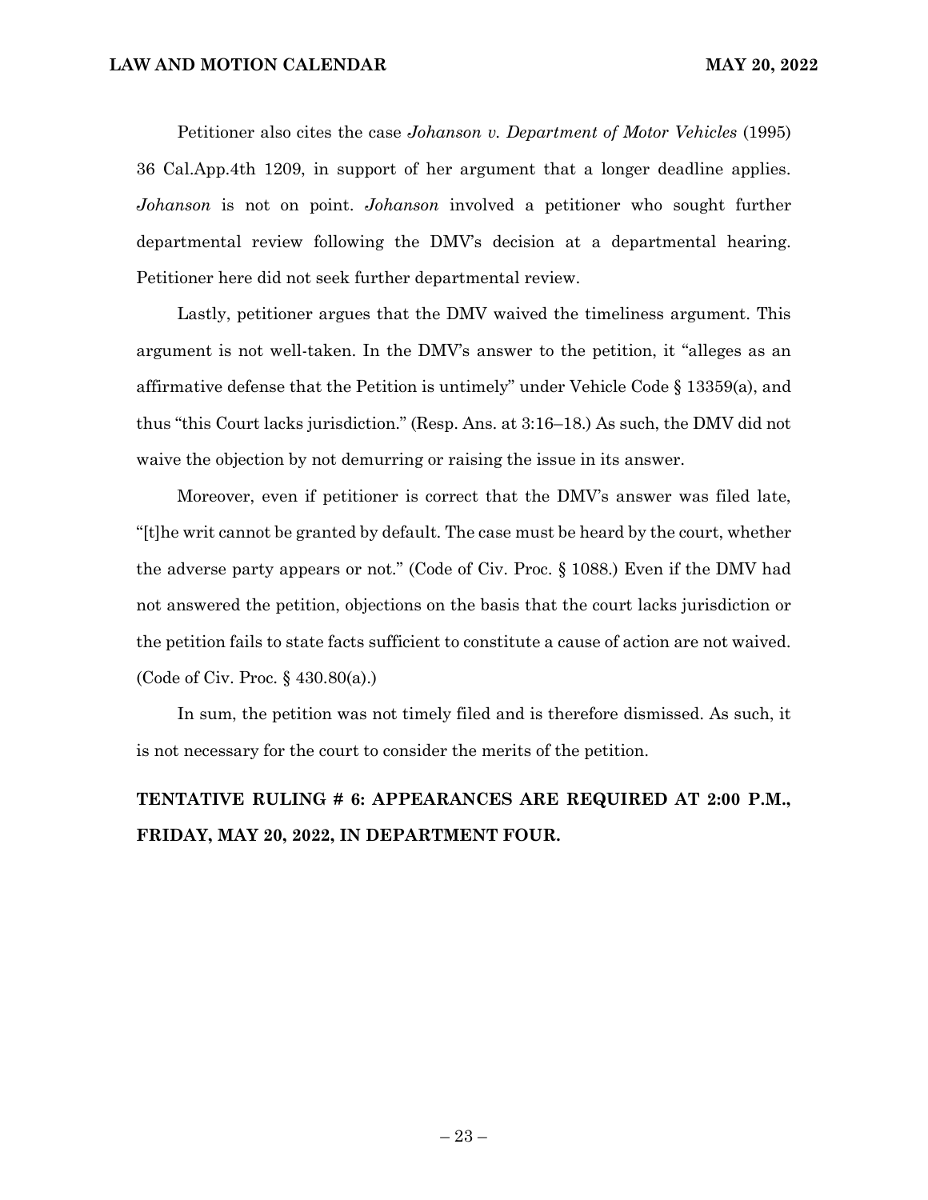Petitioner also cites the case *Johanson v. Department of Motor Vehicles* (1995) 36 Cal.App.4th 1209, in support of her argument that a longer deadline applies. *Johanson* is not on point. *Johanson* involved a petitioner who sought further departmental review following the DMV's decision at a departmental hearing. Petitioner here did not seek further departmental review.

Lastly, petitioner argues that the DMV waived the timeliness argument. This argument is not well-taken. In the DMV's answer to the petition, it "alleges as an affirmative defense that the Petition is untimely" under Vehicle Code § 13359(a), and thus "this Court lacks jurisdiction." (Resp. Ans. at 3:16–18.) As such, the DMV did not waive the objection by not demurring or raising the issue in its answer.

Moreover, even if petitioner is correct that the DMV's answer was filed late, "[t]he writ cannot be granted by default. The case must be heard by the court, whether the adverse party appears or not." (Code of Civ. Proc. § 1088.) Even if the DMV had not answered the petition, objections on the basis that the court lacks jurisdiction or the petition fails to state facts sufficient to constitute a cause of action are not waived. (Code of Civ. Proc. § 430.80(a).)

In sum, the petition was not timely filed and is therefore dismissed. As such, it is not necessary for the court to consider the merits of the petition.

**TENTATIVE RULING # 6: APPEARANCES ARE REQUIRED AT 2:00 P.M., FRIDAY, MAY 20, 2022, IN DEPARTMENT FOUR.**